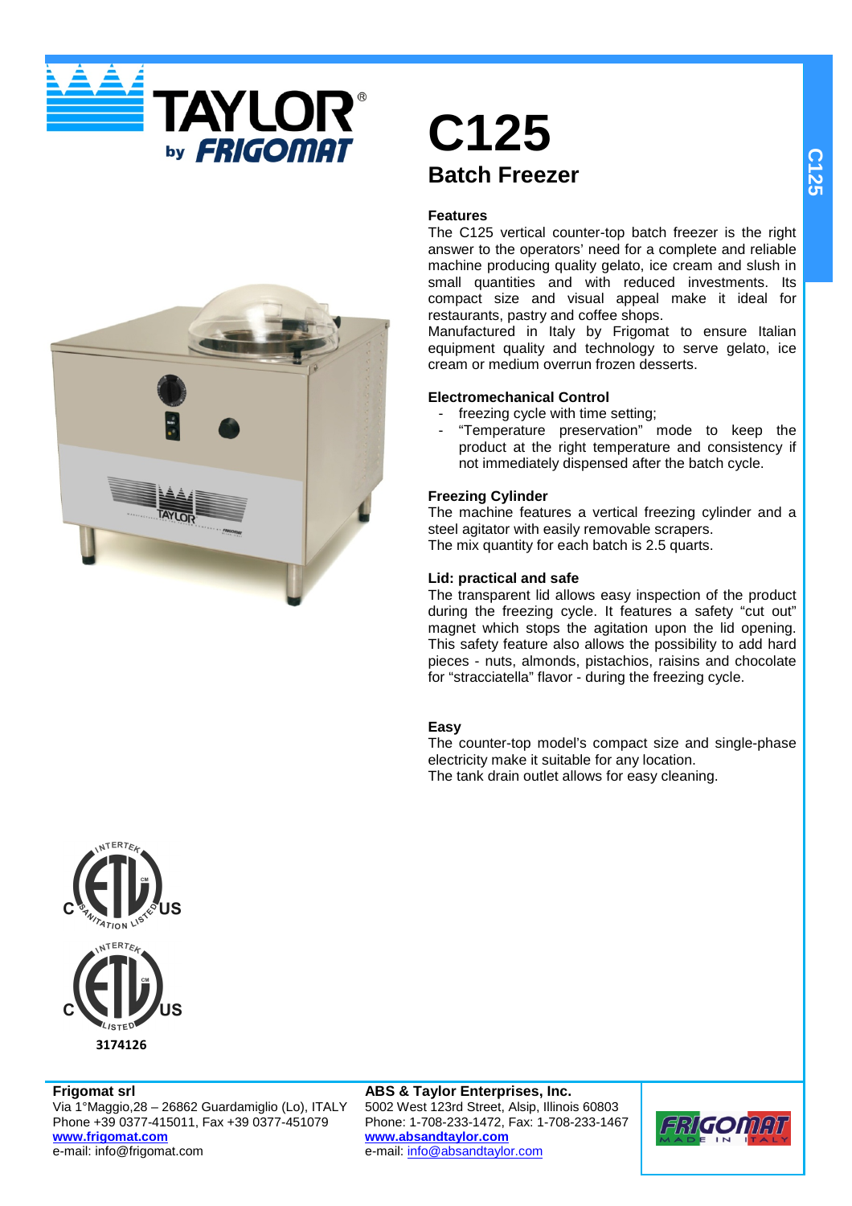# C125

## Batch Freezer

### Features

The C125 vertical counter-top batch freezer is the right answer to the operators' need for a complete and reliable machine producing quality gelato, ice cream and slush in small quantities and with reduced investments. Its compact size and visual appeal make it ideal for restaurants, pastry and coffee shops.

Manufactured in Italy by Frigomat to ensure Italian equipment quality and technology to serve gelato, ice cream or medium overrun frozen desserts.

### Electromechanical Control

- freezing cycle with time setting;
- "Temperature preservation" mode to keep the product at the right temperature and consistency if not immediately dispensed after the batch cycle.

### Freezing Cylinder

The machine features a vertical freezing cylinder and a steel agitator with easily removable scrapers.
The mix quantity for each batch is 2.5 quarts.

### Lid: practical and safe

The transparent lid allows easy inspection of the product during the freezing cycle. It features a safety "cut out" magnet which stops the agitation upon the lid opening. This safety feature also allows the possibility to add hard pieces - nuts, almonds, pistachios, raisins and chocolate for "stracciatella" flavor - during the freezing cycle.

### Easy

The counter-top model's compact size and single-phase electricity make it suitable for any location.
The tank drain outlet allows for easy cleaning.

3174126

**Frigomat srl**
Via 1°Maggio,28 – 26862 Guardamiglio (Lo), ITALY
Phone +39 0377-415011, Fax +39 0377-451079
**www.frigomat.com**
e-mail: info@frigomat.com

**ABS & Taylor Enterprises, Inc.**
5002 West 123rd Street, Alsip, Illinois 60803
Phone: 1-708-233-1472, Fax: 1-708-233-1467
**www.absandtaylor.com**
e-mail: info@absandtaylor.com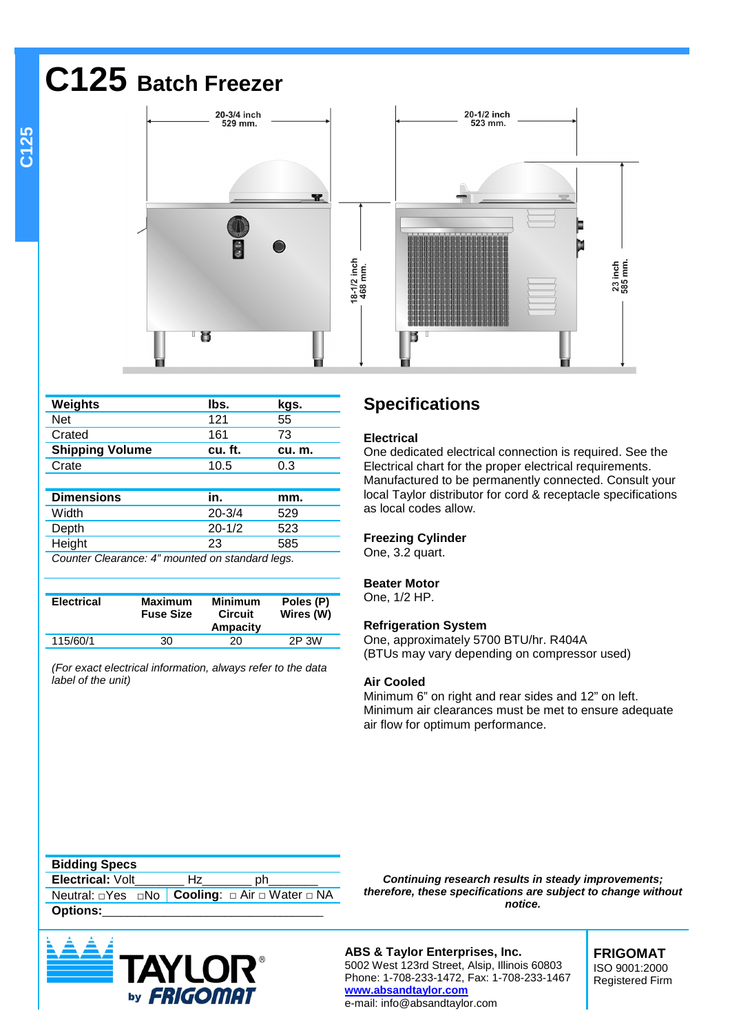# C125 Batch Freezer

20-3/4 inch
529 mm.

20-1/2 inch
523 mm.

18-1/2 inch
468 mm.

23 inch
585 mm.

| Weights | lbs. | kgs. |
|---|---|---|
| Net | 121 | 55 |
| Crated | 161 | 73 |
| **Shipping Volume** | **cu. ft.** | **cu. m.** |
| Crate | 10.5 | 0.3 |

| Dimensions | in. | mm. |
|---|---|---|
| Width | 20-3/4 | 529 |
| Depth | 20-1/2 | 523 |
| Height | 23 | 585 |

*Counter Clearance: 4" mounted on standard legs.*

| Electrical | Maximum Fuse Size | Minimum Circuit Ampacity | Poles (P) Wires (W) |
|---|---|---|---|
| 115/60/1 | 30 | 20 | 2P 3W |

*(For exact electrical information, always refer to the data label of the unit)*

## Specifications

### Electrical
One dedicated electrical connection is required. See the Electrical chart for the proper electrical requirements. Manufactured to be permanently connected. Consult your local Taylor distributor for cord & receptacle specifications as local codes allow.

### Freezing Cylinder
One, 3.2 quart.

### Beater Motor
One, 1/2 HP.

### Refrigeration System
One, approximately 5700 BTU/hr. R404A
(BTUs may vary depending on compressor used)

### Air Cooled
Minimum 6" on right and rear sides and 12" on left. Minimum air clearances must be met to ensure adequate air flow for optimum performance.

**Bidding Specs**

**Electrical:** Volt________ Hz________ ph________

Neutral: □Yes □No | **Cooling**: □ Air □ Water □ NA

**Options:**________________________________

***Continuing research results in steady improvements; therefore, these specifications are subject to change without notice.***

TAYLOR® by FRIGOMAT

**ABS & Taylor Enterprises, Inc.**
5002 West 123rd Street, Alsip, Illinois 60803
Phone: 1-708-233-1472, Fax: 1-708-233-1467
**www.absandtaylor.com**
e-mail: info@absandtaylor.com

**FRIGOMAT**
ISO 9001:2000
Registered Firm